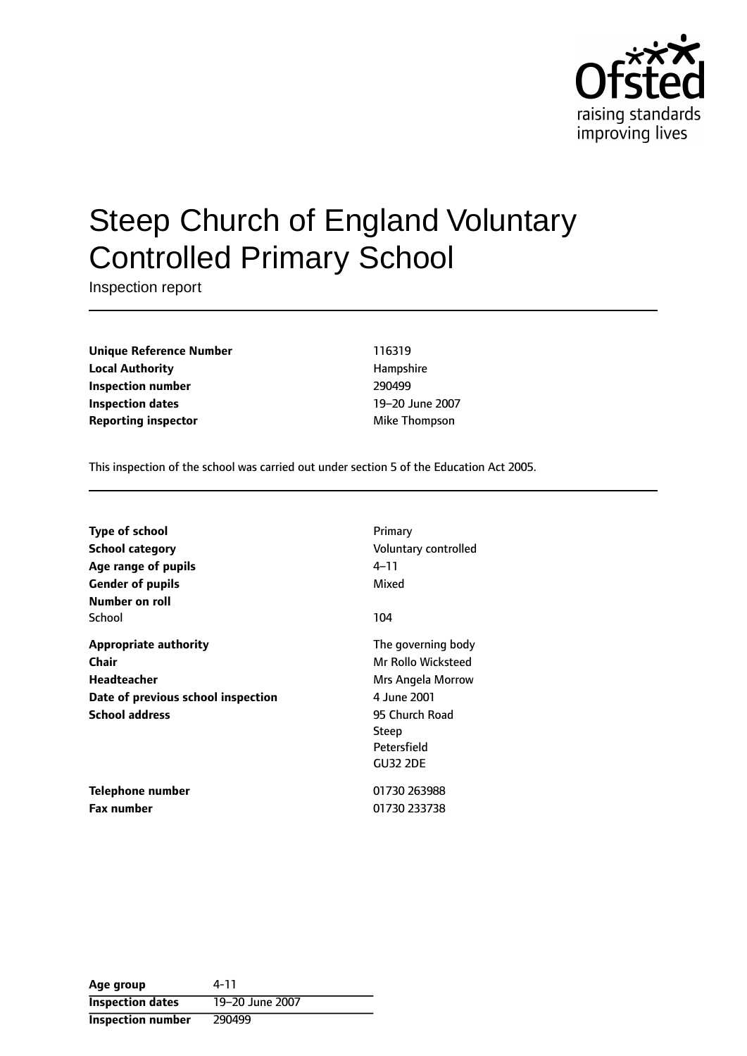# Steep Church of England Voluntary Controlled Primary School

Inspection report

| | |
|---|---|
| **Unique Reference Number** | 116319 |
| **Local Authority** | Hampshire |
| **Inspection number** | 290499 |
| **Inspection dates** | 19–20 June 2007 |
| **Reporting inspector** | Mike Thompson |

This inspection of the school was carried out under section 5 of the Education Act 2005.

| | |
|---|---|
| **Type of school** | Primary |
| **School category** | Voluntary controlled |
| **Age range of pupils** | 4–11 |
| **Gender of pupils** | Mixed |
| **Number on roll** | |
| School | 104 |
| **Appropriate authority** | The governing body |
| **Chair** | Mr Rollo Wicksteed |
| **Headteacher** | Mrs Angela Morrow |
| **Date of previous school inspection** | 4 June 2001 |
| **School address** | 95 Church Road<br>Steep<br>Petersfield<br>GU32 2DE |
| **Telephone number** | 01730 263988 |
| **Fax number** | 01730 233738 |

| | |
|---|---|
| **Age group** | 4-11 |
| **Inspection dates** | 19–20 June 2007 |
| **Inspection number** | 290499 |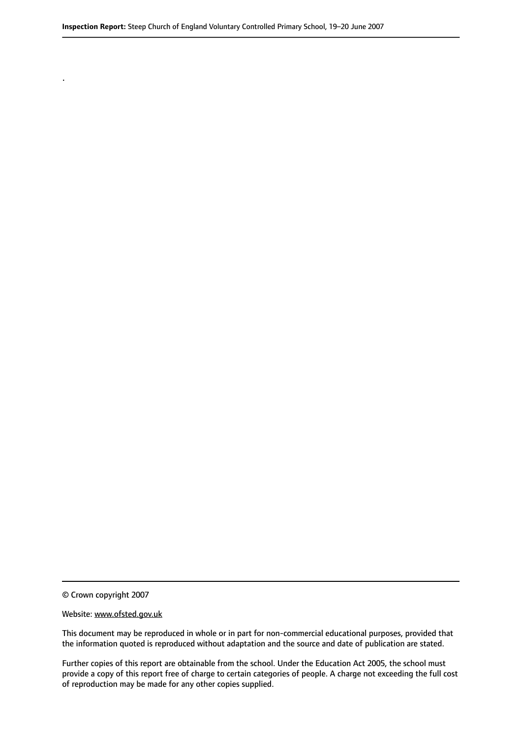.

© Crown copyright 2007

Website: www.ofsted.gov.uk

This document may be reproduced in whole or in part for non-commercial educational purposes, provided that the information quoted is reproduced without adaptation and the source and date of publication are stated.

Further copies of this report are obtainable from the school. Under the Education Act 2005, the school must provide a copy of this report free of charge to certain categories of people. A charge not exceeding the full cost of reproduction may be made for any other copies supplied.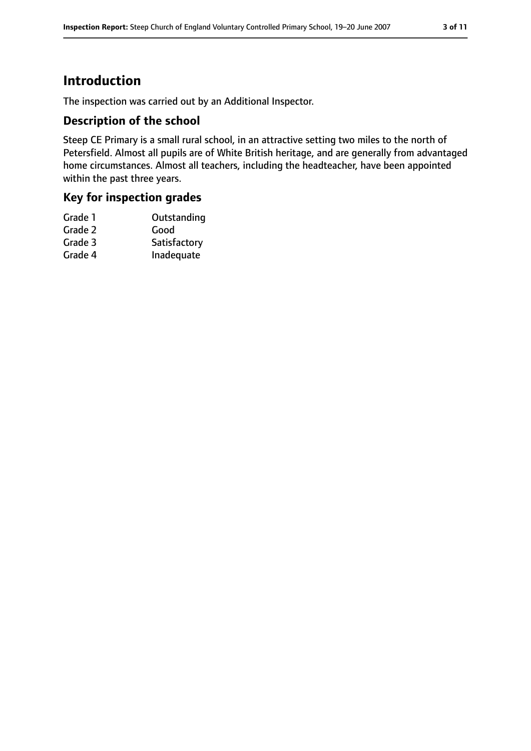# Introduction

The inspection was carried out by an Additional Inspector.

## Description of the school

Steep CE Primary is a small rural school, in an attractive setting two miles to the north of Petersfield. Almost all pupils are of White British heritage, and are generally from advantaged home circumstances. Almost all teachers, including the headteacher, have been appointed within the past three years.

## Key for inspection grades

| | |
|---|---|
| Grade 1 | Outstanding |
| Grade 2 | Good |
| Grade 3 | Satisfactory |
| Grade 4 | Inadequate |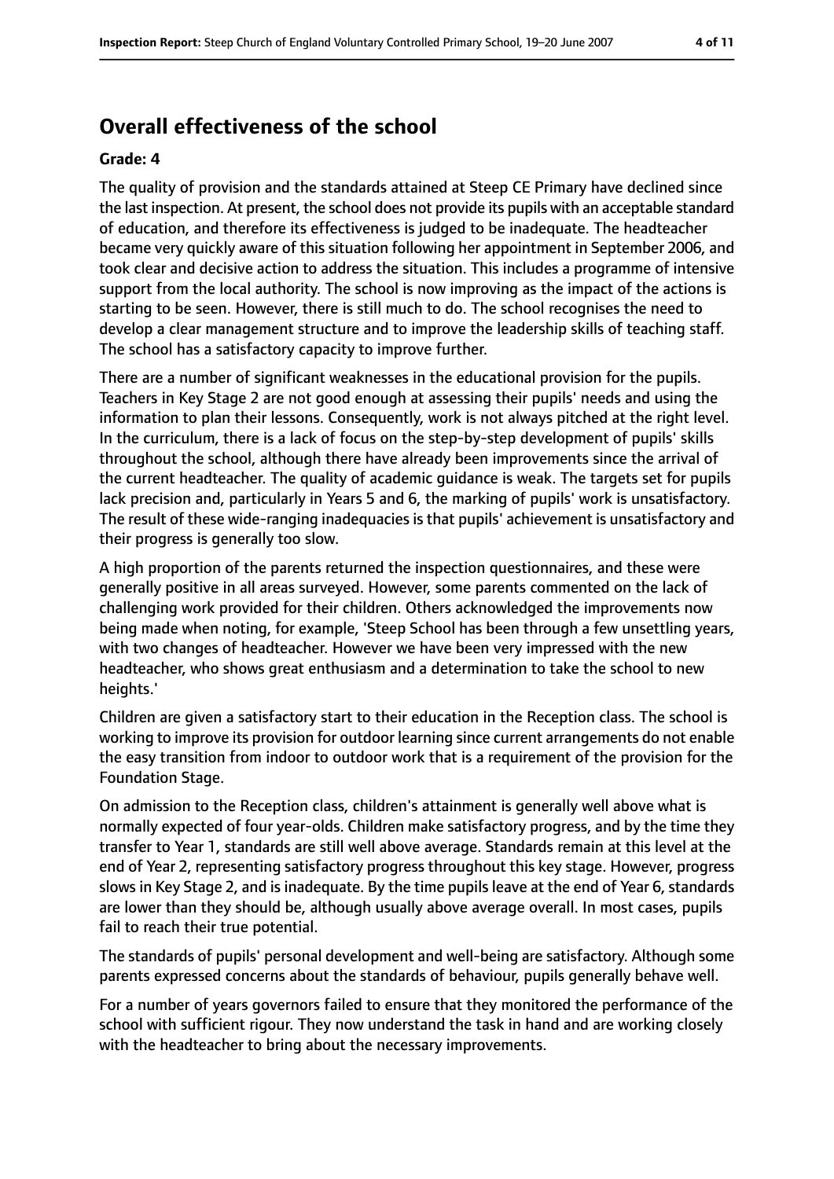# Overall effectiveness of the school

**Grade: 4**

The quality of provision and the standards attained at Steep CE Primary have declined since the last inspection. At present, the school does not provide its pupils with an acceptable standard of education, and therefore its effectiveness is judged to be inadequate. The headteacher became very quickly aware of this situation following her appointment in September 2006, and took clear and decisive action to address the situation. This includes a programme of intensive support from the local authority. The school is now improving as the impact of the actions is starting to be seen. However, there is still much to do. The school recognises the need to develop a clear management structure and to improve the leadership skills of teaching staff. The school has a satisfactory capacity to improve further.

There are a number of significant weaknesses in the educational provision for the pupils. Teachers in Key Stage 2 are not good enough at assessing their pupils' needs and using the information to plan their lessons. Consequently, work is not always pitched at the right level. In the curriculum, there is a lack of focus on the step-by-step development of pupils' skills throughout the school, although there have already been improvements since the arrival of the current headteacher. The quality of academic guidance is weak. The targets set for pupils lack precision and, particularly in Years 5 and 6, the marking of pupils' work is unsatisfactory. The result of these wide-ranging inadequacies is that pupils' achievement is unsatisfactory and their progress is generally too slow.

A high proportion of the parents returned the inspection questionnaires, and these were generally positive in all areas surveyed. However, some parents commented on the lack of challenging work provided for their children. Others acknowledged the improvements now being made when noting, for example, 'Steep School has been through a few unsettling years, with two changes of headteacher. However we have been very impressed with the new headteacher, who shows great enthusiasm and a determination to take the school to new heights.'

Children are given a satisfactory start to their education in the Reception class. The school is working to improve its provision for outdoor learning since current arrangements do not enable the easy transition from indoor to outdoor work that is a requirement of the provision for the Foundation Stage.

On admission to the Reception class, children's attainment is generally well above what is normally expected of four year-olds. Children make satisfactory progress, and by the time they transfer to Year 1, standards are still well above average. Standards remain at this level at the end of Year 2, representing satisfactory progress throughout this key stage. However, progress slows in Key Stage 2, and is inadequate. By the time pupils leave at the end of Year 6, standards are lower than they should be, although usually above average overall. In most cases, pupils fail to reach their true potential.

The standards of pupils' personal development and well-being are satisfactory. Although some parents expressed concerns about the standards of behaviour, pupils generally behave well.

For a number of years governors failed to ensure that they monitored the performance of the school with sufficient rigour. They now understand the task in hand and are working closely with the headteacher to bring about the necessary improvements.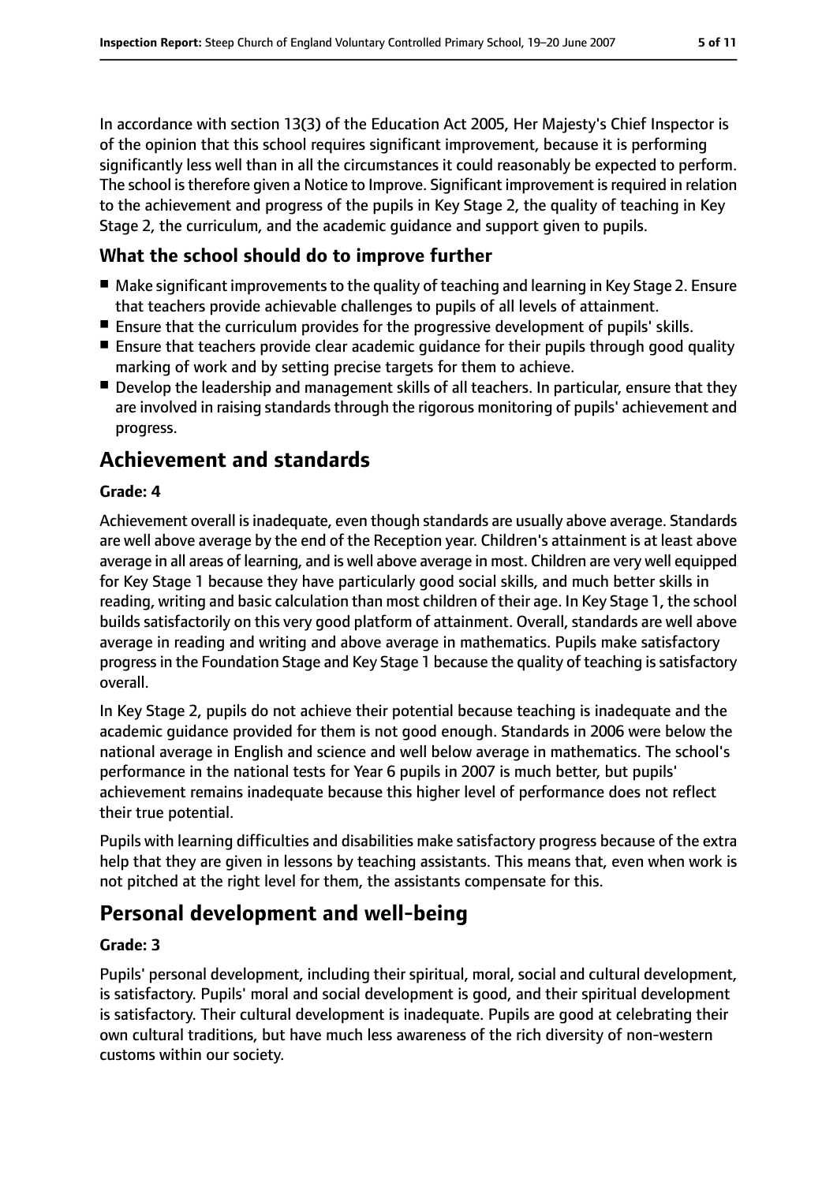In accordance with section 13(3) of the Education Act 2005, Her Majesty's Chief Inspector is of the opinion that this school requires significant improvement, because it is performing significantly less well than in all the circumstances it could reasonably be expected to perform. The school is therefore given a Notice to Improve. Significant improvement is required in relation to the achievement and progress of the pupils in Key Stage 2, the quality of teaching in Key Stage 2, the curriculum, and the academic guidance and support given to pupils.

### What the school should do to improve further

- Make significant improvements to the quality of teaching and learning in Key Stage 2. Ensure that teachers provide achievable challenges to pupils of all levels of attainment.
- Ensure that the curriculum provides for the progressive development of pupils' skills.
- Ensure that teachers provide clear academic guidance for their pupils through good quality marking of work and by setting precise targets for them to achieve.
- Develop the leadership and management skills of all teachers. In particular, ensure that they are involved in raising standards through the rigorous monitoring of pupils' achievement and progress.

## Achievement and standards

**Grade: 4**

Achievement overall is inadequate, even though standards are usually above average. Standards are well above average by the end of the Reception year. Children's attainment is at least above average in all areas of learning, and is well above average in most. Children are very well equipped for Key Stage 1 because they have particularly good social skills, and much better skills in reading, writing and basic calculation than most children of their age. In Key Stage 1, the school builds satisfactorily on this very good platform of attainment. Overall, standards are well above average in reading and writing and above average in mathematics. Pupils make satisfactory progress in the Foundation Stage and Key Stage 1 because the quality of teaching is satisfactory overall.

In Key Stage 2, pupils do not achieve their potential because teaching is inadequate and the academic guidance provided for them is not good enough. Standards in 2006 were below the national average in English and science and well below average in mathematics. The school's performance in the national tests for Year 6 pupils in 2007 is much better, but pupils' achievement remains inadequate because this higher level of performance does not reflect their true potential.

Pupils with learning difficulties and disabilities make satisfactory progress because of the extra help that they are given in lessons by teaching assistants. This means that, even when work is not pitched at the right level for them, the assistants compensate for this.

## Personal development and well-being

**Grade: 3**

Pupils' personal development, including their spiritual, moral, social and cultural development, is satisfactory. Pupils' moral and social development is good, and their spiritual development is satisfactory. Their cultural development is inadequate. Pupils are good at celebrating their own cultural traditions, but have much less awareness of the rich diversity of non-western customs within our society.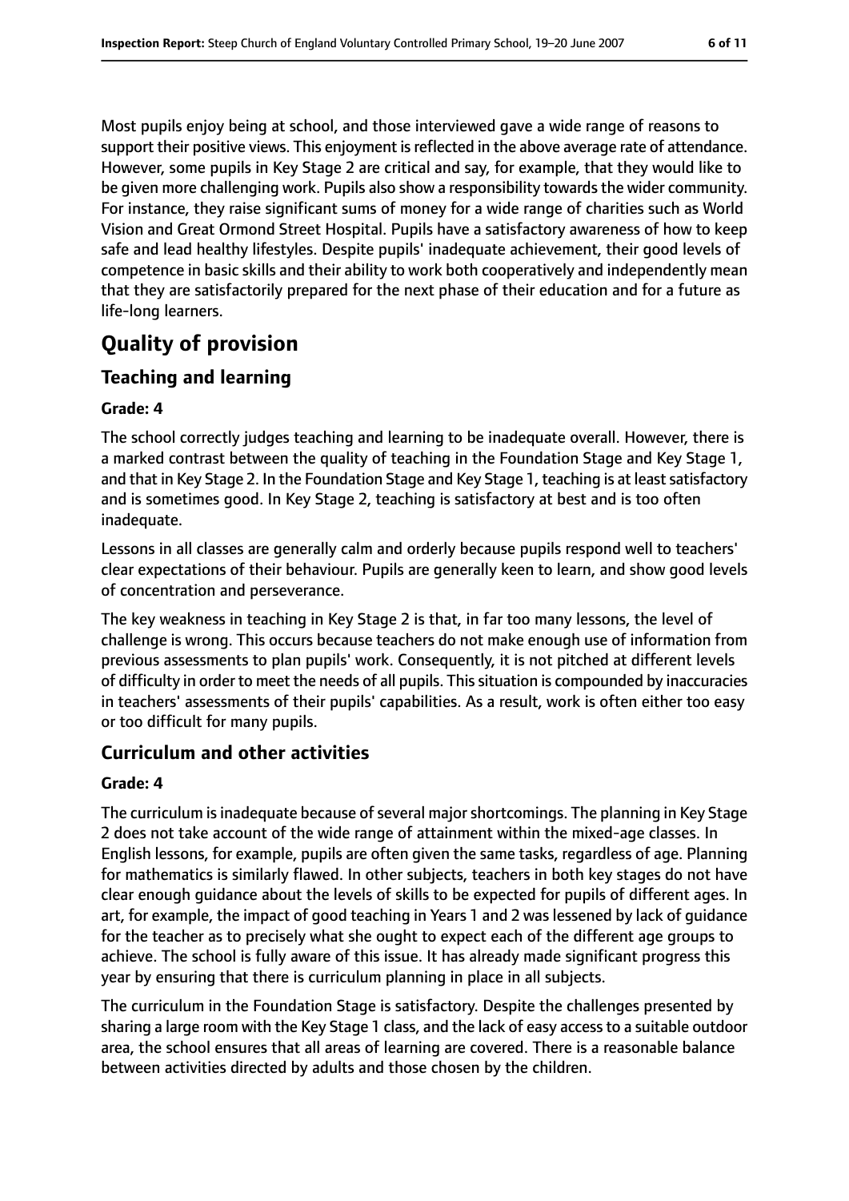Most pupils enjoy being at school, and those interviewed gave a wide range of reasons to support their positive views. This enjoyment is reflected in the above average rate of attendance. However, some pupils in Key Stage 2 are critical and say, for example, that they would like to be given more challenging work. Pupils also show a responsibility towards the wider community. For instance, they raise significant sums of money for a wide range of charities such as World Vision and Great Ormond Street Hospital. Pupils have a satisfactory awareness of how to keep safe and lead healthy lifestyles. Despite pupils' inadequate achievement, their good levels of competence in basic skills and their ability to work both cooperatively and independently mean that they are satisfactorily prepared for the next phase of their education and for a future as life-long learners.

# Quality of provision

## Teaching and learning

#### Grade: 4

The school correctly judges teaching and learning to be inadequate overall. However, there is a marked contrast between the quality of teaching in the Foundation Stage and Key Stage 1, and that in Key Stage 2. In the Foundation Stage and Key Stage 1, teaching is at least satisfactory and is sometimes good. In Key Stage 2, teaching is satisfactory at best and is too often inadequate.

Lessons in all classes are generally calm and orderly because pupils respond well to teachers' clear expectations of their behaviour. Pupils are generally keen to learn, and show good levels of concentration and perseverance.

The key weakness in teaching in Key Stage 2 is that, in far too many lessons, the level of challenge is wrong. This occurs because teachers do not make enough use of information from previous assessments to plan pupils' work. Consequently, it is not pitched at different levels of difficulty in order to meet the needs of all pupils. This situation is compounded by inaccuracies in teachers' assessments of their pupils' capabilities. As a result, work is often either too easy or too difficult for many pupils.

## Curriculum and other activities

#### Grade: 4

The curriculum is inadequate because of several major shortcomings. The planning in Key Stage 2 does not take account of the wide range of attainment within the mixed-age classes. In English lessons, for example, pupils are often given the same tasks, regardless of age. Planning for mathematics is similarly flawed. In other subjects, teachers in both key stages do not have clear enough guidance about the levels of skills to be expected for pupils of different ages. In art, for example, the impact of good teaching in Years 1 and 2 was lessened by lack of guidance for the teacher as to precisely what she ought to expect each of the different age groups to achieve. The school is fully aware of this issue. It has already made significant progress this year by ensuring that there is curriculum planning in place in all subjects.

The curriculum in the Foundation Stage is satisfactory. Despite the challenges presented by sharing a large room with the Key Stage 1 class, and the lack of easy access to a suitable outdoor area, the school ensures that all areas of learning are covered. There is a reasonable balance between activities directed by adults and those chosen by the children.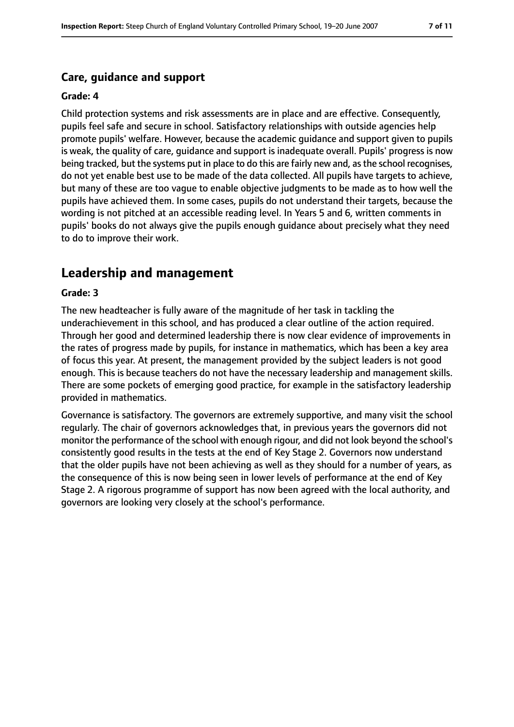### Care, guidance and support

**Grade: 4**

Child protection systems and risk assessments are in place and are effective. Consequently, pupils feel safe and secure in school. Satisfactory relationships with outside agencies help promote pupils' welfare. However, because the academic guidance and support given to pupils is weak, the quality of care, guidance and support is inadequate overall. Pupils' progress is now being tracked, but the systems put in place to do this are fairly new and, as the school recognises, do not yet enable best use to be made of the data collected. All pupils have targets to achieve, but many of these are too vague to enable objective judgments to be made as to how well the pupils have achieved them. In some cases, pupils do not understand their targets, because the wording is not pitched at an accessible reading level. In Years 5 and 6, written comments in pupils' books do not always give the pupils enough guidance about precisely what they need to do to improve their work.

## Leadership and management

**Grade: 3**

The new headteacher is fully aware of the magnitude of her task in tackling the underachievement in this school, and has produced a clear outline of the action required. Through her good and determined leadership there is now clear evidence of improvements in the rates of progress made by pupils, for instance in mathematics, which has been a key area of focus this year. At present, the management provided by the subject leaders is not good enough. This is because teachers do not have the necessary leadership and management skills. There are some pockets of emerging good practice, for example in the satisfactory leadership provided in mathematics.

Governance is satisfactory. The governors are extremely supportive, and many visit the school regularly. The chair of governors acknowledges that, in previous years the governors did not monitor the performance of the school with enough rigour, and did not look beyond the school's consistently good results in the tests at the end of Key Stage 2. Governors now understand that the older pupils have not been achieving as well as they should for a number of years, as the consequence of this is now being seen in lower levels of performance at the end of Key Stage 2. A rigorous programme of support has now been agreed with the local authority, and governors are looking very closely at the school's performance.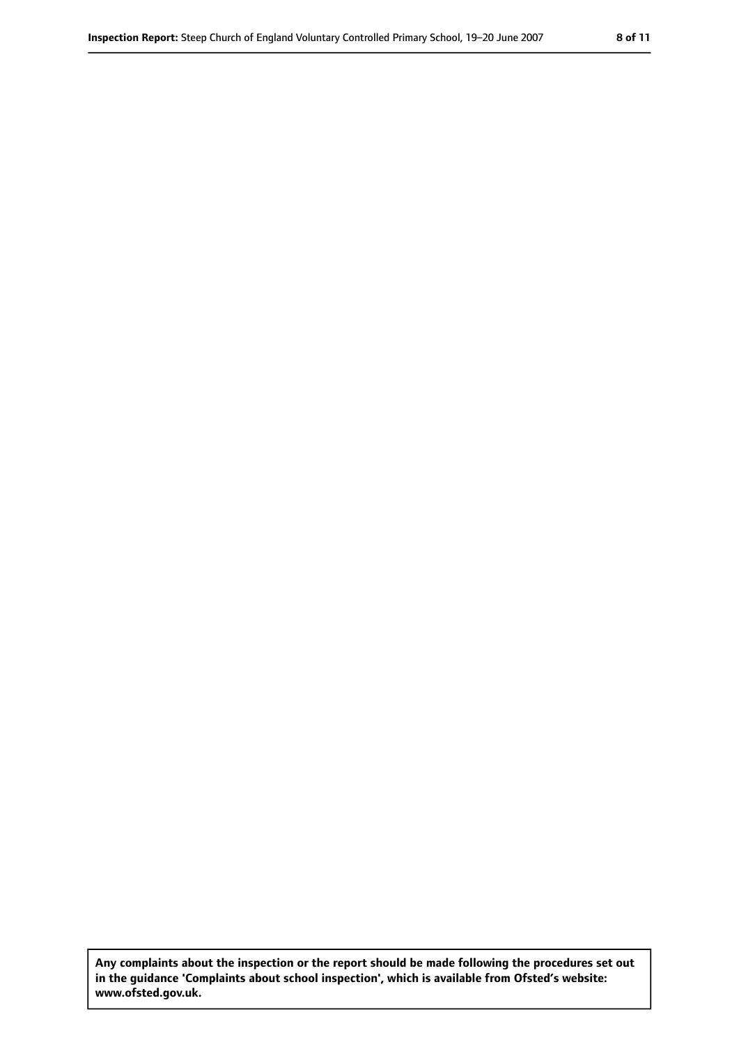**Any complaints about the inspection or the report should be made following the procedures set out in the guidance 'Complaints about school inspection', which is available from Ofsted's website: www.ofsted.gov.uk.**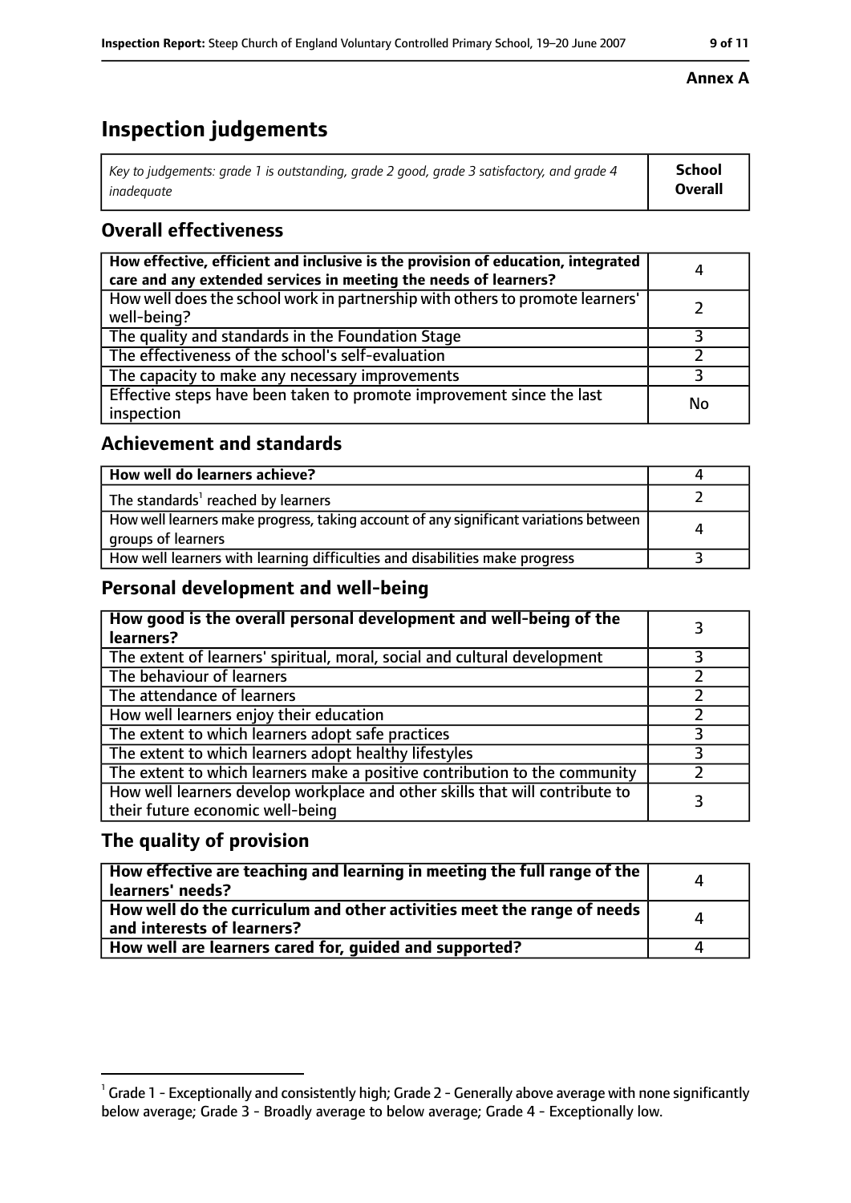**Annex A**

# Inspection judgements

| *Key to judgements: grade 1 is outstanding, grade 2 good, grade 3 satisfactory, and grade 4 inadequate* | **School Overall** |
|---|---|

## Overall effectiveness

| | |
|---|---|
| **How effective, efficient and inclusive is the provision of education, integrated care and any extended services in meeting the needs of learners?** | 4 |
| How well does the school work in partnership with others to promote learners' well-being? | 2 |
| The quality and standards in the Foundation Stage | 3 |
| The effectiveness of the school's self-evaluation | 2 |
| The capacity to make any necessary improvements | 3 |
| Effective steps have been taken to promote improvement since the last inspection | No |

## Achievement and standards

| | |
|---|---|
| **How well do learners achieve?** | 4 |
| The standards[1] reached by learners | 2 |
| How well learners make progress, taking account of any significant variations between groups of learners | 4 |
| How well learners with learning difficulties and disabilities make progress | 3 |

## Personal development and well-being

| | |
|---|---|
| **How good is the overall personal development and well-being of the learners?** | 3 |
| The extent of learners' spiritual, moral, social and cultural development | 3 |
| The behaviour of learners | 2 |
| The attendance of learners | 2 |
| How well learners enjoy their education | 2 |
| The extent to which learners adopt safe practices | 3 |
| The extent to which learners adopt healthy lifestyles | 3 |
| The extent to which learners make a positive contribution to the community | 2 |
| How well learners develop workplace and other skills that will contribute to their future economic well-being | 3 |

## The quality of provision

| | |
|---|---|
| **How effective are teaching and learning in meeting the full range of the learners' needs?** | 4 |
| **How well do the curriculum and other activities meet the range of needs and interests of learners?** | 4 |
| **How well are learners cared for, guided and supported?** | 4 |

[1] Grade 1 - Exceptionally and consistently high; Grade 2 - Generally above average with none significantly below average; Grade 3 - Broadly average to below average; Grade 4 - Exceptionally low.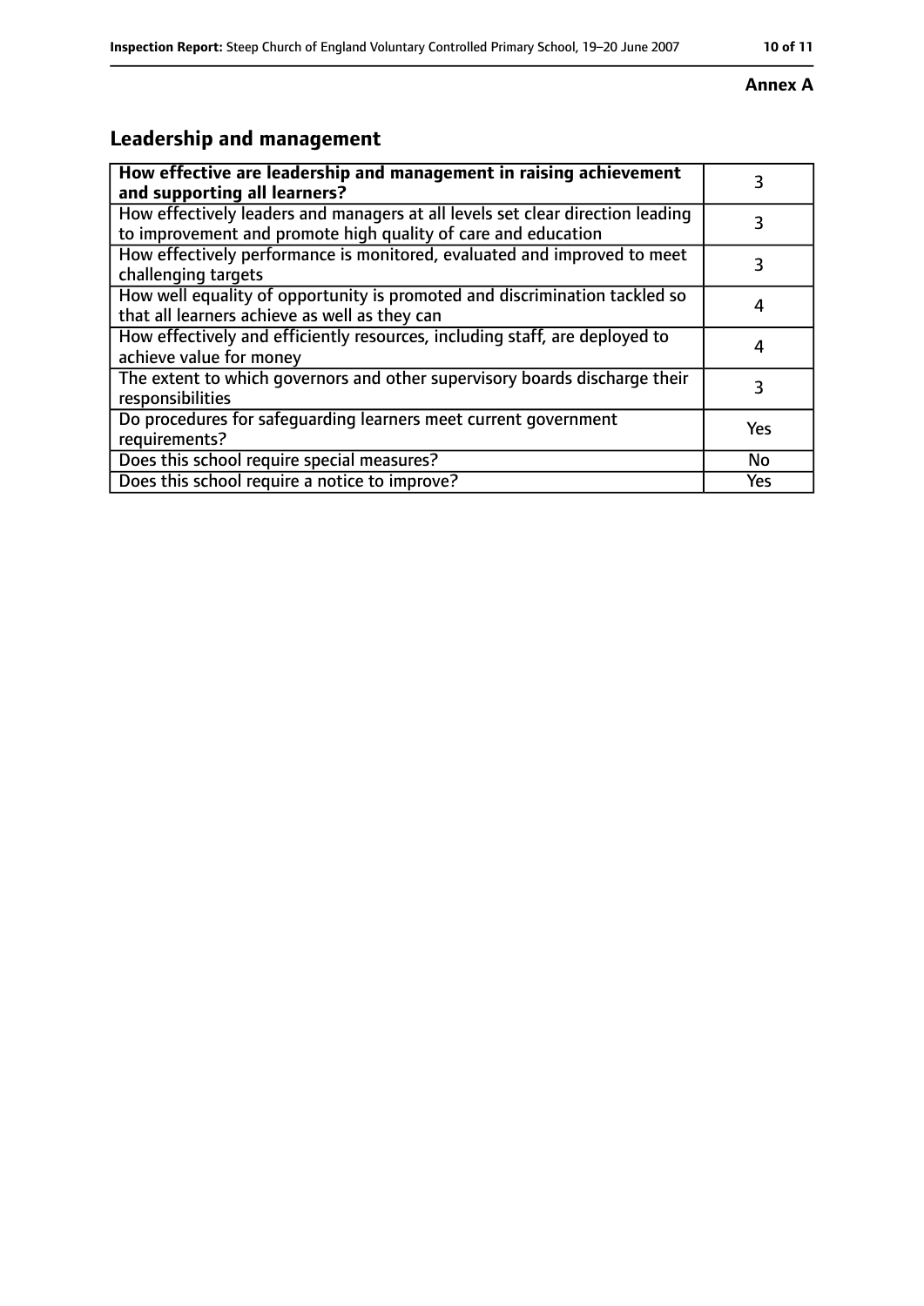**Annex A**

## Leadership and management

| **How effective are leadership and management in raising achievement and supporting all learners?** | 3 |
|---|---|
| How effectively leaders and managers at all levels set clear direction leading to improvement and promote high quality of care and education | 3 |
| How effectively performance is monitored, evaluated and improved to meet challenging targets | 3 |
| How well equality of opportunity is promoted and discrimination tackled so that all learners achieve as well as they can | 4 |
| How effectively and efficiently resources, including staff, are deployed to achieve value for money | 4 |
| The extent to which governors and other supervisory boards discharge their responsibilities | 3 |
| Do procedures for safeguarding learners meet current government requirements? | Yes |
| Does this school require special measures? | No |
| Does this school require a notice to improve? | Yes |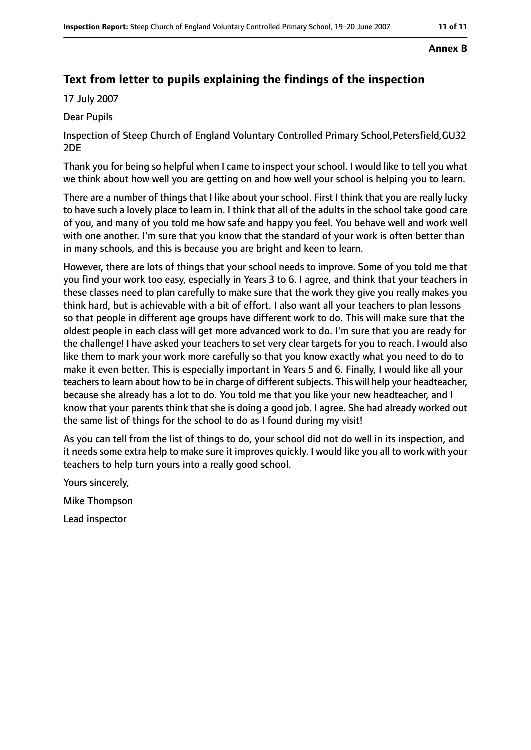**Annex B**

## Text from letter to pupils explaining the findings of the inspection

17 July 2007

Dear Pupils

Inspection of Steep Church of England Voluntary Controlled Primary School,Petersfield,GU32 2DE

Thank you for being so helpful when I came to inspect your school. I would like to tell you what we think about how well you are getting on and how well your school is helping you to learn.

There are a number of things that I like about your school. First I think that you are really lucky to have such a lovely place to learn in. I think that all of the adults in the school take good care of you, and many of you told me how safe and happy you feel. You behave well and work well with one another. I'm sure that you know that the standard of your work is often better than in many schools, and this is because you are bright and keen to learn.

However, there are lots of things that your school needs to improve. Some of you told me that you find your work too easy, especially in Years 3 to 6. I agree, and think that your teachers in these classes need to plan carefully to make sure that the work they give you really makes you think hard, but is achievable with a bit of effort. I also want all your teachers to plan lessons so that people in different age groups have different work to do. This will make sure that the oldest people in each class will get more advanced work to do. I'm sure that you are ready for the challenge! I have asked your teachers to set very clear targets for you to reach. I would also like them to mark your work more carefully so that you know exactly what you need to do to make it even better. This is especially important in Years 5 and 6. Finally, I would like all your teachers to learn about how to be in charge of different subjects. This will help your headteacher, because she already has a lot to do. You told me that you like your new headteacher, and I know that your parents think that she is doing a good job. I agree. She had already worked out the same list of things for the school to do as I found during my visit!

As you can tell from the list of things to do, your school did not do well in its inspection, and it needs some extra help to make sure it improves quickly. I would like you all to work with your teachers to help turn yours into a really good school.

Yours sincerely,

Mike Thompson

Lead inspector